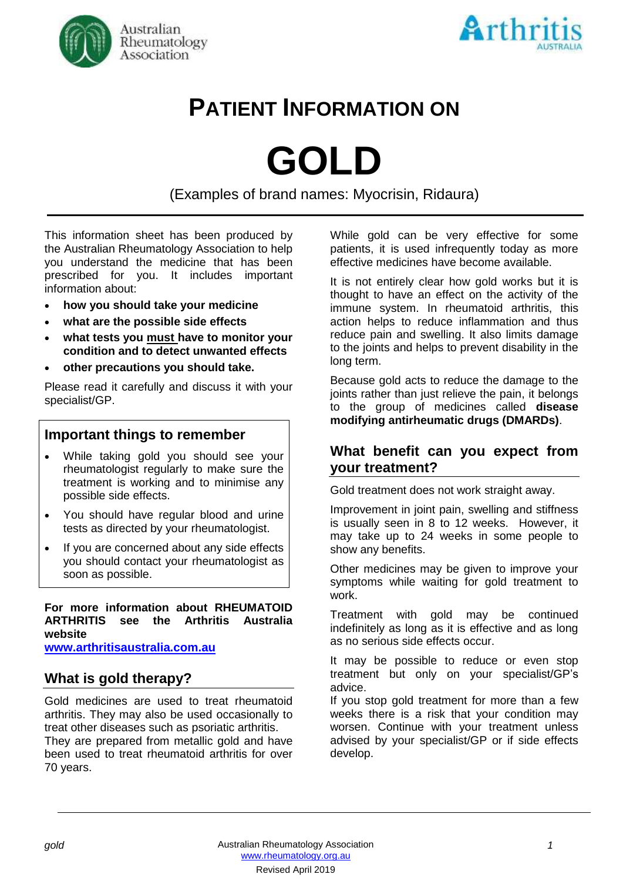Australian Rheumatology Association

Arthritis AUSTRALIA

# PATIENT INFORMATION ON

# GOLD

(Examples of brand names: Myocrisin, Ridaura)

This information sheet has been produced by the Australian Rheumatology Association to help you understand the medicine that has been prescribed for you. It includes important information about:

- **how you should take your medicine**
- **what are the possible side effects**
- **what tests you must have to monitor your condition and to detect unwanted effects**
- **other precautions you should take.**

Please read it carefully and discuss it with your specialist/GP.

## Important things to remember

- While taking gold you should see your rheumatologist regularly to make sure the treatment is working and to minimise any possible side effects.
- You should have regular blood and urine tests as directed by your rheumatologist.
- If you are concerned about any side effects you should contact your rheumatologist as soon as possible.

**For more information about RHEUMATOID ARTHRITIS see the Arthritis Australia website [www.arthritisaustralia.com.au](http://www.arthritisaustralia.com.au)**

## What is gold therapy?

Gold medicines are used to treat rheumatoid arthritis. They may also be used occasionally to treat other diseases such as psoriatic arthritis. They are prepared from metallic gold and have been used to treat rheumatoid arthritis for over 70 years.

While gold can be very effective for some patients, it is used infrequently today as more effective medicines have become available.

It is not entirely clear how gold works but it is thought to have an effect on the activity of the immune system. In rheumatoid arthritis, this action helps to reduce inflammation and thus reduce pain and swelling. It also limits damage to the joints and helps to prevent disability in the long term.

Because gold acts to reduce the damage to the joints rather than just relieve the pain, it belongs to the group of medicines called **disease modifying antirheumatic drugs (DMARDs)**.

## What benefit can you expect from your treatment?

Gold treatment does not work straight away.

Improvement in joint pain, swelling and stiffness is usually seen in 8 to 12 weeks. However, it may take up to 24 weeks in some people to show any benefits.

Other medicines may be given to improve your symptoms while waiting for gold treatment to work.

Treatment with gold may be continued indefinitely as long as it is effective and as long as no serious side effects occur.

It may be possible to reduce or even stop treatment but only on your specialist/GP's advice.

If you stop gold treatment for more than a few weeks there is a risk that your condition may worsen. Continue with your treatment unless advised by your specialist/GP or if side effects develop.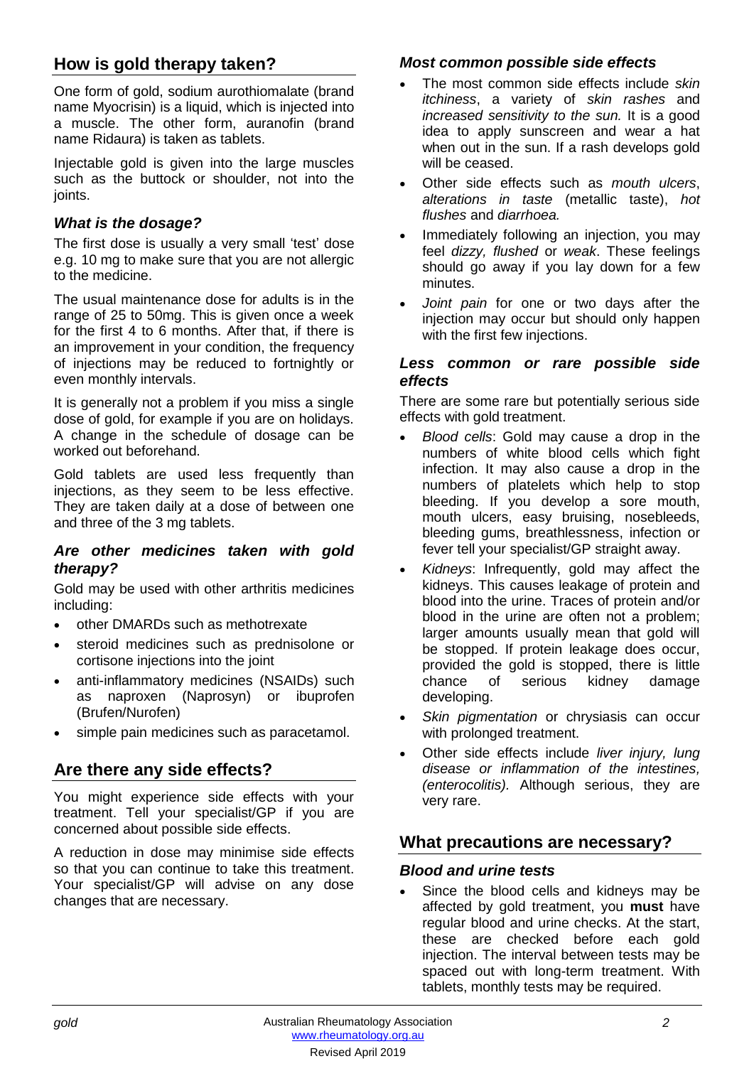## How is gold therapy taken?

One form of gold, sodium aurothiomalate (brand name Myocrisin) is a liquid, which is injected into a muscle. The other form, auranofin (brand name Ridaura) is taken as tablets.

Injectable gold is given into the large muscles such as the buttock or shoulder, not into the joints.

### *What is the dosage?*

The first dose is usually a very small 'test' dose e.g. 10 mg to make sure that you are not allergic to the medicine.

The usual maintenance dose for adults is in the range of 25 to 50mg. This is given once a week for the first 4 to 6 months. After that, if there is an improvement in your condition, the frequency of injections may be reduced to fortnightly or even monthly intervals.

It is generally not a problem if you miss a single dose of gold, for example if you are on holidays. A change in the schedule of dosage can be worked out beforehand.

Gold tablets are used less frequently than injections, as they seem to be less effective. They are taken daily at a dose of between one and three of the 3 mg tablets.

### *Are other medicines taken with gold therapy?*

Gold may be used with other arthritis medicines including:

- other DMARDs such as methotrexate
- steroid medicines such as prednisolone or cortisone injections into the joint
- anti-inflammatory medicines (NSAIDs) such as naproxen (Naprosyn) or ibuprofen (Brufen/Nurofen)
- simple pain medicines such as paracetamol.

## Are there any side effects?

You might experience side effects with your treatment. Tell your specialist/GP if you are concerned about possible side effects.

A reduction in dose may minimise side effects so that you can continue to take this treatment. Your specialist/GP will advise on any dose changes that are necessary.

### *Most common possible side effects*

- The most common side effects include *skin itchiness*, a variety of *skin rashes* and *increased sensitivity to the sun.* It is a good idea to apply sunscreen and wear a hat when out in the sun. If a rash develops gold will be ceased.
- Other side effects such as *mouth ulcers*, *alterations in taste* (metallic taste), *hot flushes* and *diarrhoea.*
- Immediately following an injection, you may feel *dizzy, flushed* or *weak*. These feelings should go away if you lay down for a few minutes.
- *Joint pain* for one or two days after the injection may occur but should only happen with the first few injections.

### *Less common or rare possible side effects*

There are some rare but potentially serious side effects with gold treatment.

- *Blood cells*: Gold may cause a drop in the numbers of white blood cells which fight infection. It may also cause a drop in the numbers of platelets which help to stop bleeding. If you develop a sore mouth, mouth ulcers, easy bruising, nosebleeds, bleeding gums, breathlessness, infection or fever tell your specialist/GP straight away.
- *Kidneys*: Infrequently, gold may affect the kidneys. This causes leakage of protein and blood into the urine. Traces of protein and/or blood in the urine are often not a problem; larger amounts usually mean that gold will be stopped. If protein leakage does occur, provided the gold is stopped, there is little chance of serious kidney damage developing.
- *Skin pigmentation* or chrysiasis can occur with prolonged treatment.
- Other side effects include *liver injury, lung disease or inflammation of the intestines, (enterocolitis).* Although serious, they are very rare.

## What precautions are necessary?

### *Blood and urine tests*

- Since the blood cells and kidneys may be affected by gold treatment, you **must** have regular blood and urine checks. At the start, these are checked before each gold injection. The interval between tests may be spaced out with long-term treatment. With tablets, monthly tests may be required.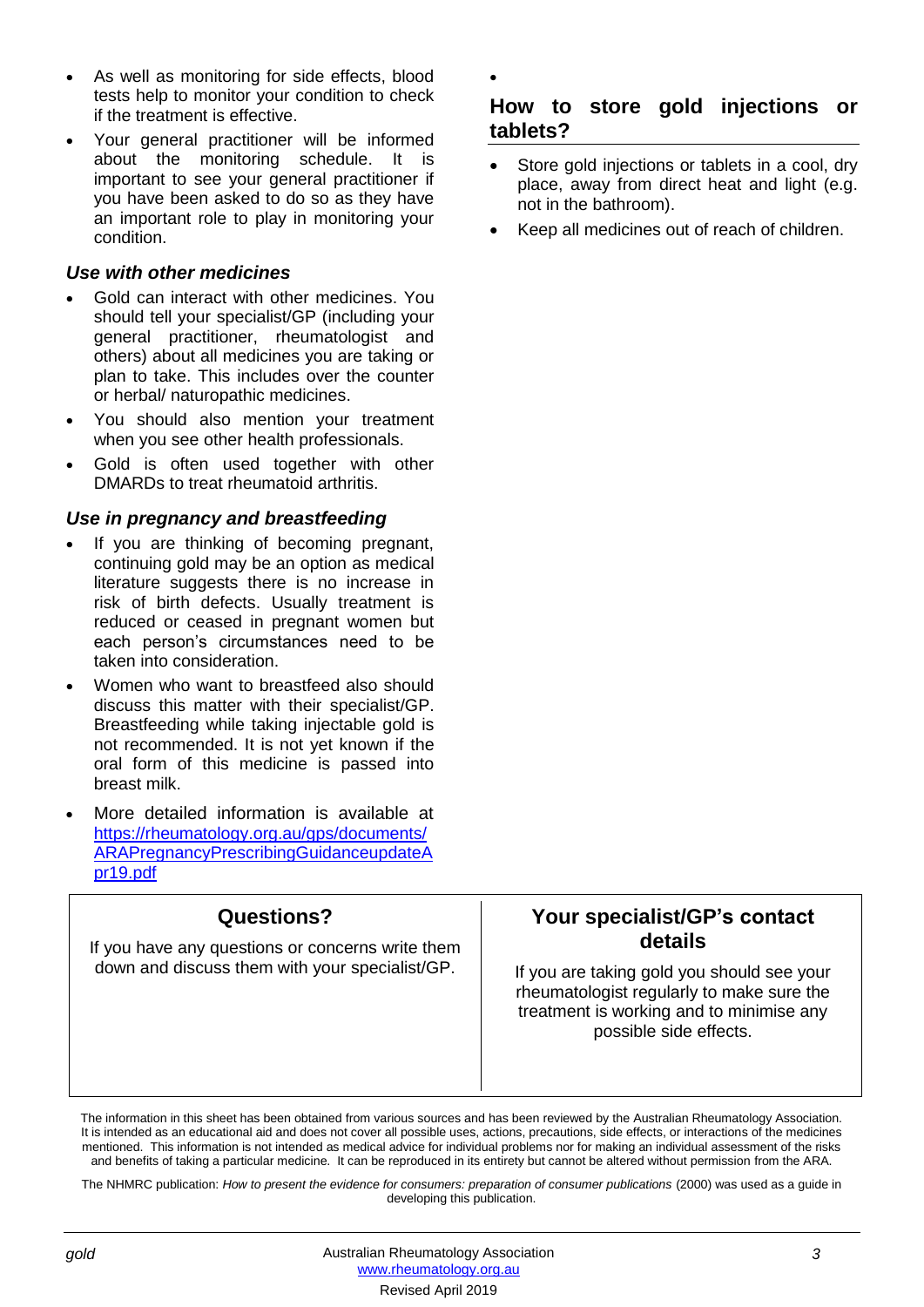- As well as monitoring for side effects, blood tests help to monitor your condition to check if the treatment is effective.
- Your general practitioner will be informed about the monitoring schedule. It is important to see your general practitioner if you have been asked to do so as they have an important role to play in monitoring your condition.

### *Use with other medicines*

- Gold can interact with other medicines. You should tell your specialist/GP (including your general practitioner, rheumatologist and others) about all medicines you are taking or plan to take. This includes over the counter or herbal/ naturopathic medicines.
- You should also mention your treatment when you see other health professionals.
- Gold is often used together with other DMARDs to treat rheumatoid arthritis.

### *Use in pregnancy and breastfeeding*

- If you are thinking of becoming pregnant, continuing gold may be an option as medical literature suggests there is no increase in risk of birth defects. Usually treatment is reduced or ceased in pregnant women but each person's circumstances need to be taken into consideration.
- Women who want to breastfeed also should discuss this matter with their specialist/GP. Breastfeeding while taking injectable gold is not recommended. It is not yet known if the oral form of this medicine is passed into breast milk.
- More detailed information is available at https://rheumatology.org.au/gps/documents/ARAPregnancyPrescribingGuidanceupdateApr19.pdf

## How to store gold injections or tablets?

- Store gold injections or tablets in a cool, dry place, away from direct heat and light (e.g. not in the bathroom).
- Keep all medicines out of reach of children.

## Questions?

If you have any questions or concerns write them down and discuss them with your specialist/GP.

## Your specialist/GP's contact details

If you are taking gold you should see your rheumatologist regularly to make sure the treatment is working and to minimise any possible side effects.

The information in this sheet has been obtained from various sources and has been reviewed by the Australian Rheumatology Association. It is intended as an educational aid and does not cover all possible uses, actions, precautions, side effects, or interactions of the medicines mentioned. This information is not intended as medical advice for individual problems nor for making an individual assessment of the risks and benefits of taking a particular medicine. It can be reproduced in its entirety but cannot be altered without permission from the ARA.

The NHMRC publication: *How to present the evidence for consumers: preparation of consumer publications* (2000) was used as a guide in developing this publication.

Australian Rheumatology Association
www.rheumatology.org.au
Revised April 2019